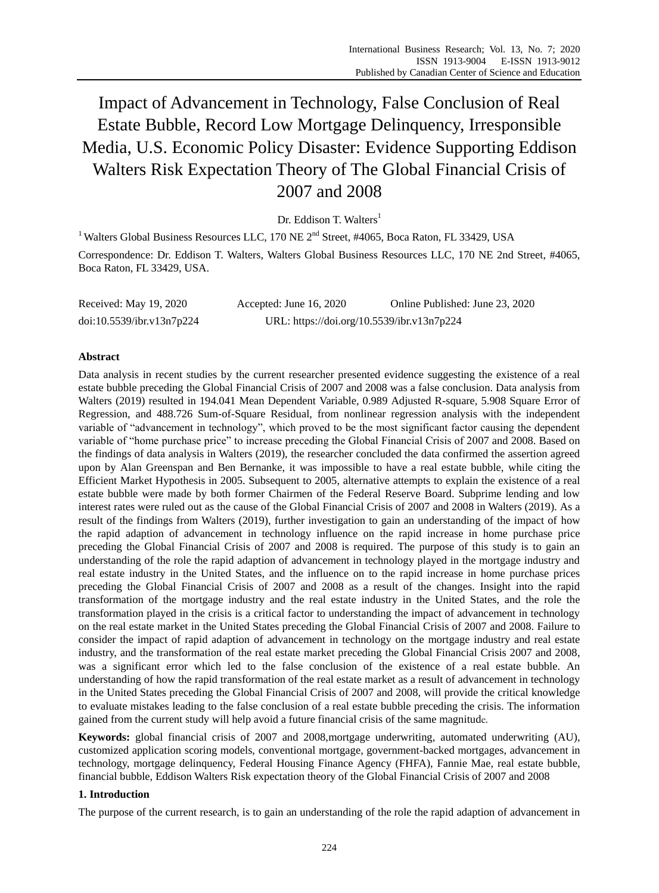# Impact of Advancement in Technology, False Conclusion of Real Estate Bubble, Record Low Mortgage Delinquency, Irresponsible Media, U.S. Economic Policy Disaster: Evidence Supporting Eddison Walters Risk Expectation Theory of The Global Financial Crisis of 2007 and 2008

Dr. Eddison T. Walters[1]

[1] Walters Global Business Resources LLC, 170 NE 2nd Street, #4065, Boca Raton, FL 33429, USA

Correspondence: Dr. Eddison T. Walters, Walters Global Business Resources LLC, 170 NE 2nd Street, #4065, Boca Raton, FL 33429, USA.

Received: May 19, 2020 Accepted: June 16, 2020 Online Published: June 23, 2020

doi:10.5539/ibr.v13n7p224 URL: https://doi.org/10.5539/ibr.v13n7p224

**Abstract**

Data analysis in recent studies by the current researcher presented evidence suggesting the existence of a real estate bubble preceding the Global Financial Crisis of 2007 and 2008 was a false conclusion. Data analysis from Walters (2019) resulted in 194.041 Mean Dependent Variable, 0.989 Adjusted R-square, 5.908 Square Error of Regression, and 488.726 Sum-of-Square Residual, from nonlinear regression analysis with the independent variable of "advancement in technology", which proved to be the most significant factor causing the dependent variable of "home purchase price" to increase preceding the Global Financial Crisis of 2007 and 2008. Based on the findings of data analysis in Walters (2019), the researcher concluded the data confirmed the assertion agreed upon by Alan Greenspan and Ben Bernanke, it was impossible to have a real estate bubble, while citing the Efficient Market Hypothesis in 2005. Subsequent to 2005, alternative attempts to explain the existence of a real estate bubble were made by both former Chairmen of the Federal Reserve Board. Subprime lending and low interest rates were ruled out as the cause of the Global Financial Crisis of 2007 and 2008 in Walters (2019). As a result of the findings from Walters (2019), further investigation to gain an understanding of the impact of how the rapid adaption of advancement in technology influence on the rapid increase in home purchase price preceding the Global Financial Crisis of 2007 and 2008 is required. The purpose of this study is to gain an understanding of the role the rapid adaption of advancement in technology played in the mortgage industry and real estate industry in the United States, and the influence on to the rapid increase in home purchase prices preceding the Global Financial Crisis of 2007 and 2008 as a result of the changes. Insight into the rapid transformation of the mortgage industry and the real estate industry in the United States, and the role the transformation played in the crisis is a critical factor to understanding the impact of advancement in technology on the real estate market in the United States preceding the Global Financial Crisis of 2007 and 2008. Failure to consider the impact of rapid adaption of advancement in technology on the mortgage industry and real estate industry, and the transformation of the real estate market preceding the Global Financial Crisis 2007 and 2008, was a significant error which led to the false conclusion of the existence of a real estate bubble. An understanding of how the rapid transformation of the real estate market as a result of advancement in technology in the United States preceding the Global Financial Crisis of 2007 and 2008, will provide the critical knowledge to evaluate mistakes leading to the false conclusion of a real estate bubble preceding the crisis. The information gained from the current study will help avoid a future financial crisis of the same magnitude.

**Keywords:** global financial crisis of 2007 and 2008,mortgage underwriting, automated underwriting (AU), customized application scoring models, conventional mortgage, government-backed mortgages, advancement in technology, mortgage delinquency, Federal Housing Finance Agency (FHFA), Fannie Mae, real estate bubble, financial bubble, Eddison Walters Risk expectation theory of the Global Financial Crisis of 2007 and 2008

## 1. Introduction

The purpose of the current research, is to gain an understanding of the role the rapid adaption of advancement in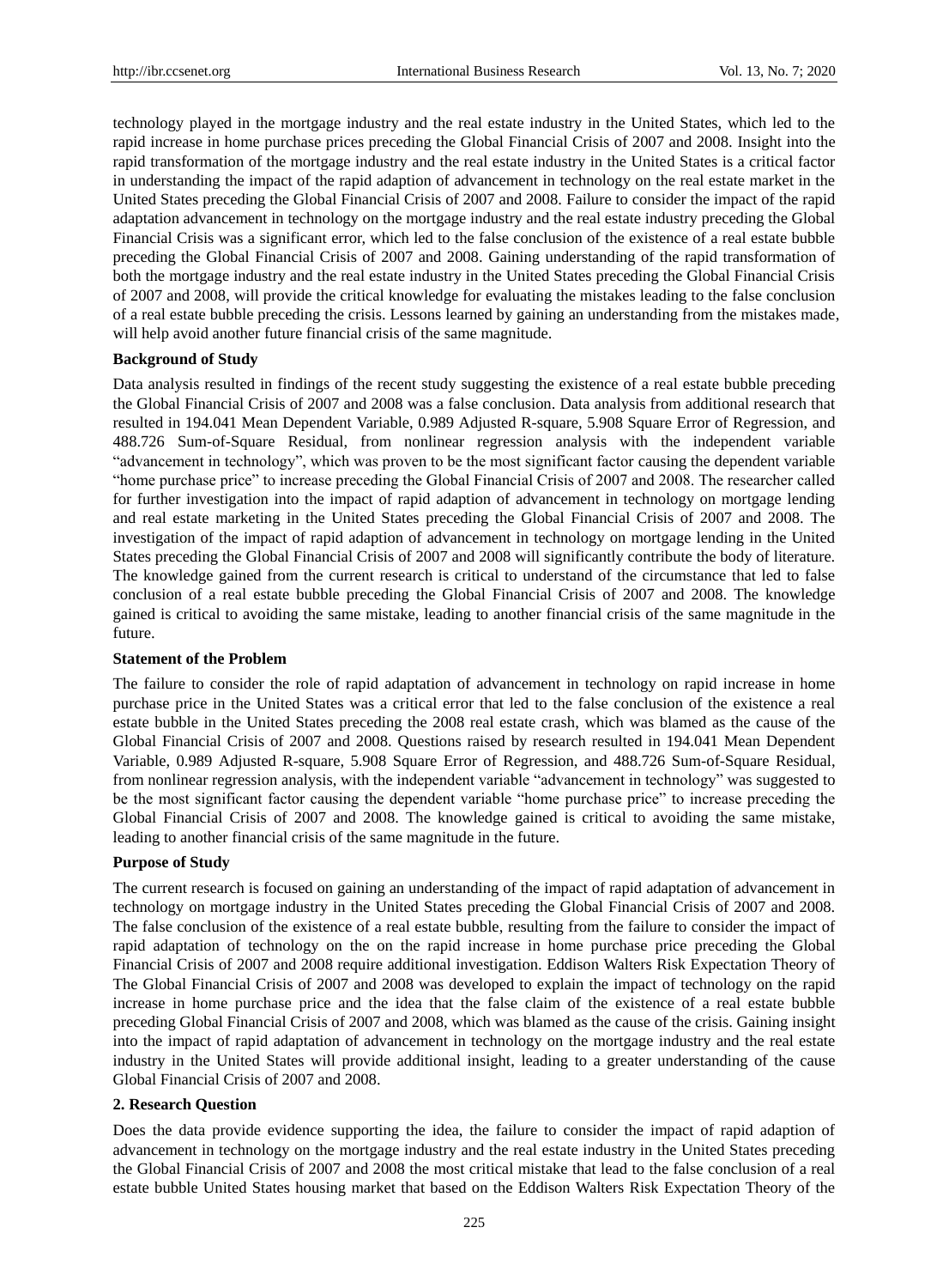technology played in the mortgage industry and the real estate industry in the United States, which led to the rapid increase in home purchase prices preceding the Global Financial Crisis of 2007 and 2008. Insight into the rapid transformation of the mortgage industry and the real estate industry in the United States is a critical factor in understanding the impact of the rapid adaption of advancement in technology on the real estate market in the United States preceding the Global Financial Crisis of 2007 and 2008. Failure to consider the impact of the rapid adaptation advancement in technology on the mortgage industry and the real estate industry preceding the Global Financial Crisis was a significant error, which led to the false conclusion of the existence of a real estate bubble preceding the Global Financial Crisis of 2007 and 2008. Gaining understanding of the rapid transformation of both the mortgage industry and the real estate industry in the United States preceding the Global Financial Crisis of 2007 and 2008, will provide the critical knowledge for evaluating the mistakes leading to the false conclusion of a real estate bubble preceding the crisis. Lessons learned by gaining an understanding from the mistakes made, will help avoid another future financial crisis of the same magnitude.

**Background of Study**

Data analysis resulted in findings of the recent study suggesting the existence of a real estate bubble preceding the Global Financial Crisis of 2007 and 2008 was a false conclusion. Data analysis from additional research that resulted in 194.041 Mean Dependent Variable, 0.989 Adjusted R-square, 5.908 Square Error of Regression, and 488.726 Sum-of-Square Residual, from nonlinear regression analysis with the independent variable "advancement in technology", which was proven to be the most significant factor causing the dependent variable "home purchase price" to increase preceding the Global Financial Crisis of 2007 and 2008. The researcher called for further investigation into the impact of rapid adaption of advancement in technology on mortgage lending and real estate marketing in the United States preceding the Global Financial Crisis of 2007 and 2008. The investigation of the impact of rapid adaption of advancement in technology on mortgage lending in the United States preceding the Global Financial Crisis of 2007 and 2008 will significantly contribute the body of literature. The knowledge gained from the current research is critical to understand of the circumstance that led to false conclusion of a real estate bubble preceding the Global Financial Crisis of 2007 and 2008. The knowledge gained is critical to avoiding the same mistake, leading to another financial crisis of the same magnitude in the future.

**Statement of the Problem**

The failure to consider the role of rapid adaptation of advancement in technology on rapid increase in home purchase price in the United States was a critical error that led to the false conclusion of the existence a real estate bubble in the United States preceding the 2008 real estate crash, which was blamed as the cause of the Global Financial Crisis of 2007 and 2008. Questions raised by research resulted in 194.041 Mean Dependent Variable, 0.989 Adjusted R-square, 5.908 Square Error of Regression, and 488.726 Sum-of-Square Residual, from nonlinear regression analysis, with the independent variable "advancement in technology" was suggested to be the most significant factor causing the dependent variable "home purchase price" to increase preceding the Global Financial Crisis of 2007 and 2008. The knowledge gained is critical to avoiding the same mistake, leading to another financial crisis of the same magnitude in the future.

**Purpose of Study**

The current research is focused on gaining an understanding of the impact of rapid adaptation of advancement in technology on mortgage industry in the United States preceding the Global Financial Crisis of 2007 and 2008. The false conclusion of the existence of a real estate bubble, resulting from the failure to consider the impact of rapid adaptation of technology on the on the rapid increase in home purchase price preceding the Global Financial Crisis of 2007 and 2008 require additional investigation. Eddison Walters Risk Expectation Theory of The Global Financial Crisis of 2007 and 2008 was developed to explain the impact of technology on the rapid increase in home purchase price and the idea that the false claim of the existence of a real estate bubble preceding Global Financial Crisis of 2007 and 2008, which was blamed as the cause of the crisis. Gaining insight into the impact of rapid adaptation of advancement in technology on the mortgage industry and the real estate industry in the United States will provide additional insight, leading to a greater understanding of the cause Global Financial Crisis of 2007 and 2008.

## 2. Research Question

Does the data provide evidence supporting the idea, the failure to consider the impact of rapid adaption of advancement in technology on the mortgage industry and the real estate industry in the United States preceding the Global Financial Crisis of 2007 and 2008 the most critical mistake that lead to the false conclusion of a real estate bubble United States housing market that based on the Eddison Walters Risk Expectation Theory of the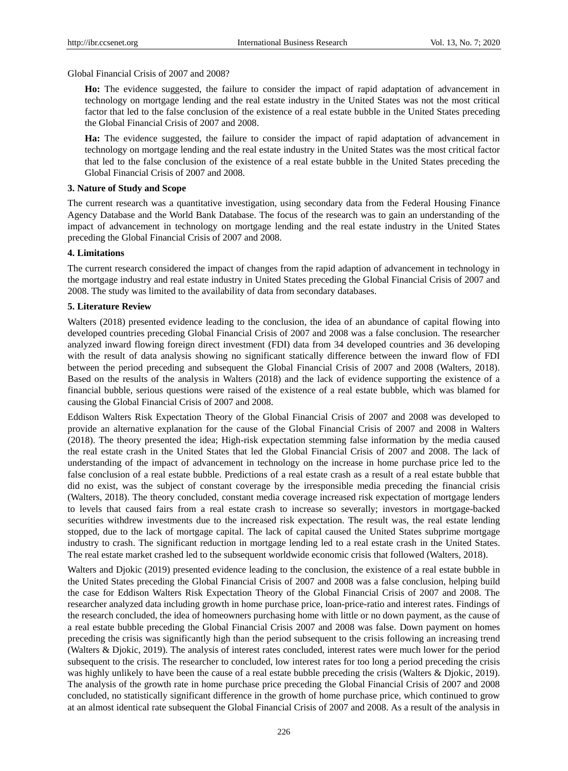Global Financial Crisis of 2007 and 2008?

**Ho:** The evidence suggested, the failure to consider the impact of rapid adaptation of advancement in technology on mortgage lending and the real estate industry in the United States was not the most critical factor that led to the false conclusion of the existence of a real estate bubble in the United States preceding the Global Financial Crisis of 2007 and 2008.

**Ha:** The evidence suggested, the failure to consider the impact of rapid adaptation of advancement in technology on mortgage lending and the real estate industry in the United States was the most critical factor that led to the false conclusion of the existence of a real estate bubble in the United States preceding the Global Financial Crisis of 2007 and 2008.

### 3. Nature of Study and Scope

The current research was a quantitative investigation, using secondary data from the Federal Housing Finance Agency Database and the World Bank Database. The focus of the research was to gain an understanding of the impact of advancement in technology on mortgage lending and the real estate industry in the United States preceding the Global Financial Crisis of 2007 and 2008.

### 4. Limitations

The current research considered the impact of changes from the rapid adaption of advancement in technology in the mortgage industry and real estate industry in United States preceding the Global Financial Crisis of 2007 and 2008. The study was limited to the availability of data from secondary databases.

### 5. Literature Review

Walters (2018) presented evidence leading to the conclusion, the idea of an abundance of capital flowing into developed countries preceding Global Financial Crisis of 2007 and 2008 was a false conclusion. The researcher analyzed inward flowing foreign direct investment (FDI) data from 34 developed countries and 36 developing with the result of data analysis showing no significant statically difference between the inward flow of FDI between the period preceding and subsequent the Global Financial Crisis of 2007 and 2008 (Walters, 2018). Based on the results of the analysis in Walters (2018) and the lack of evidence supporting the existence of a financial bubble, serious questions were raised of the existence of a real estate bubble, which was blamed for causing the Global Financial Crisis of 2007 and 2008.

Eddison Walters Risk Expectation Theory of the Global Financial Crisis of 2007 and 2008 was developed to provide an alternative explanation for the cause of the Global Financial Crisis of 2007 and 2008 in Walters (2018). The theory presented the idea; High-risk expectation stemming false information by the media caused the real estate crash in the United States that led the Global Financial Crisis of 2007 and 2008. The lack of understanding of the impact of advancement in technology on the increase in home purchase price led to the false conclusion of a real estate bubble. Predictions of a real estate crash as a result of a real estate bubble that did no exist, was the subject of constant coverage by the irresponsible media preceding the financial crisis (Walters, 2018). The theory concluded, constant media coverage increased risk expectation of mortgage lenders to levels that caused fairs from a real estate crash to increase so severally; investors in mortgage-backed securities withdrew investments due to the increased risk expectation. The result was, the real estate lending stopped, due to the lack of mortgage capital. The lack of capital caused the United States subprime mortgage industry to crash. The significant reduction in mortgage lending led to a real estate crash in the United States. The real estate market crashed led to the subsequent worldwide economic crisis that followed (Walters, 2018).

Walters and Djokic (2019) presented evidence leading to the conclusion, the existence of a real estate bubble in the United States preceding the Global Financial Crisis of 2007 and 2008 was a false conclusion, helping build the case for Eddison Walters Risk Expectation Theory of the Global Financial Crisis of 2007 and 2008. The researcher analyzed data including growth in home purchase price, loan-price-ratio and interest rates. Findings of the research concluded, the idea of homeowners purchasing home with little or no down payment, as the cause of a real estate bubble preceding the Global Financial Crisis 2007 and 2008 was false. Down payment on homes preceding the crisis was significantly high than the period subsequent to the crisis following an increasing trend (Walters & Djokic, 2019). The analysis of interest rates concluded, interest rates were much lower for the period subsequent to the crisis. The researcher to concluded, low interest rates for too long a period preceding the crisis was highly unlikely to have been the cause of a real estate bubble preceding the crisis (Walters & Djokic, 2019). The analysis of the growth rate in home purchase price preceding the Global Financial Crisis of 2007 and 2008 concluded, no statistically significant difference in the growth of home purchase price, which continued to grow at an almost identical rate subsequent the Global Financial Crisis of 2007 and 2008. As a result of the analysis in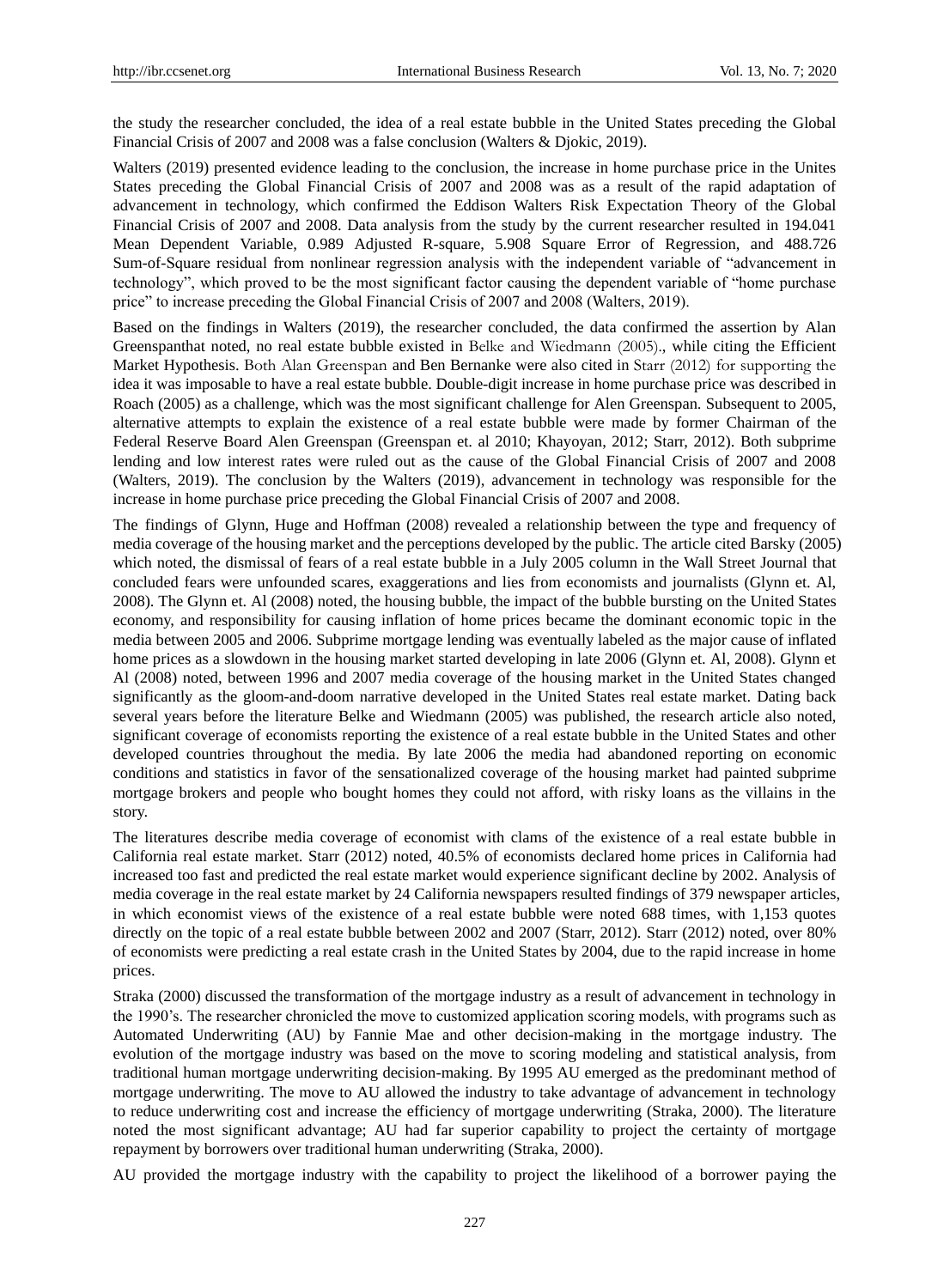the study the researcher concluded, the idea of a real estate bubble in the United States preceding the Global Financial Crisis of 2007 and 2008 was a false conclusion (Walters & Djokic, 2019).

Walters (2019) presented evidence leading to the conclusion, the increase in home purchase price in the Unites States preceding the Global Financial Crisis of 2007 and 2008 was as a result of the rapid adaptation of advancement in technology, which confirmed the Eddison Walters Risk Expectation Theory of the Global Financial Crisis of 2007 and 2008. Data analysis from the study by the current researcher resulted in 194.041 Mean Dependent Variable, 0.989 Adjusted R-square, 5.908 Square Error of Regression, and 488.726 Sum-of-Square residual from nonlinear regression analysis with the independent variable of "advancement in technology", which proved to be the most significant factor causing the dependent variable of "home purchase price" to increase preceding the Global Financial Crisis of 2007 and 2008 (Walters, 2019).

Based on the findings in Walters (2019), the researcher concluded, the data confirmed the assertion by Alan Greenspanthat noted, no real estate bubble existed in Belke and Wiedmann (2005)., while citing the Efficient Market Hypothesis. Both Alan Greenspan and Ben Bernanke were also cited in Starr (2012) for supporting the idea it was imposable to have a real estate bubble. Double-digit increase in home purchase price was described in Roach (2005) as a challenge, which was the most significant challenge for Alen Greenspan. Subsequent to 2005, alternative attempts to explain the existence of a real estate bubble were made by former Chairman of the Federal Reserve Board Alen Greenspan (Greenspan et. al 2010; Khayoyan, 2012; Starr, 2012). Both subprime lending and low interest rates were ruled out as the cause of the Global Financial Crisis of 2007 and 2008 (Walters, 2019). The conclusion by the Walters (2019), advancement in technology was responsible for the increase in home purchase price preceding the Global Financial Crisis of 2007 and 2008.

The findings of Glynn, Huge and Hoffman (2008) revealed a relationship between the type and frequency of media coverage of the housing market and the perceptions developed by the public. The article cited Barsky (2005) which noted, the dismissal of fears of a real estate bubble in a July 2005 column in the Wall Street Journal that concluded fears were unfounded scares, exaggerations and lies from economists and journalists (Glynn et. Al, 2008). The Glynn et. Al (2008) noted, the housing bubble, the impact of the bubble bursting on the United States economy, and responsibility for causing inflation of home prices became the dominant economic topic in the media between 2005 and 2006. Subprime mortgage lending was eventually labeled as the major cause of inflated home prices as a slowdown in the housing market started developing in late 2006 (Glynn et. Al, 2008). Glynn et Al (2008) noted, between 1996 and 2007 media coverage of the housing market in the United States changed significantly as the gloom-and-doom narrative developed in the United States real estate market. Dating back several years before the literature Belke and Wiedmann (2005) was published, the research article also noted, significant coverage of economists reporting the existence of a real estate bubble in the United States and other developed countries throughout the media. By late 2006 the media had abandoned reporting on economic conditions and statistics in favor of the sensationalized coverage of the housing market had painted subprime mortgage brokers and people who bought homes they could not afford, with risky loans as the villains in the story.

The literatures describe media coverage of economist with clams of the existence of a real estate bubble in California real estate market. Starr (2012) noted, 40.5% of economists declared home prices in California had increased too fast and predicted the real estate market would experience significant decline by 2002. Analysis of media coverage in the real estate market by 24 California newspapers resulted findings of 379 newspaper articles, in which economist views of the existence of a real estate bubble were noted 688 times, with 1,153 quotes directly on the topic of a real estate bubble between 2002 and 2007 (Starr, 2012). Starr (2012) noted, over 80% of economists were predicting a real estate crash in the United States by 2004, due to the rapid increase in home prices.

Straka (2000) discussed the transformation of the mortgage industry as a result of advancement in technology in the 1990's. The researcher chronicled the move to customized application scoring models, with programs such as Automated Underwriting (AU) by Fannie Mae and other decision-making in the mortgage industry. The evolution of the mortgage industry was based on the move to scoring modeling and statistical analysis, from traditional human mortgage underwriting decision-making. By 1995 AU emerged as the predominant method of mortgage underwriting. The move to AU allowed the industry to take advantage of advancement in technology to reduce underwriting cost and increase the efficiency of mortgage underwriting (Straka, 2000). The literature noted the most significant advantage; AU had far superior capability to project the certainty of mortgage repayment by borrowers over traditional human underwriting (Straka, 2000).

AU provided the mortgage industry with the capability to project the likelihood of a borrower paying the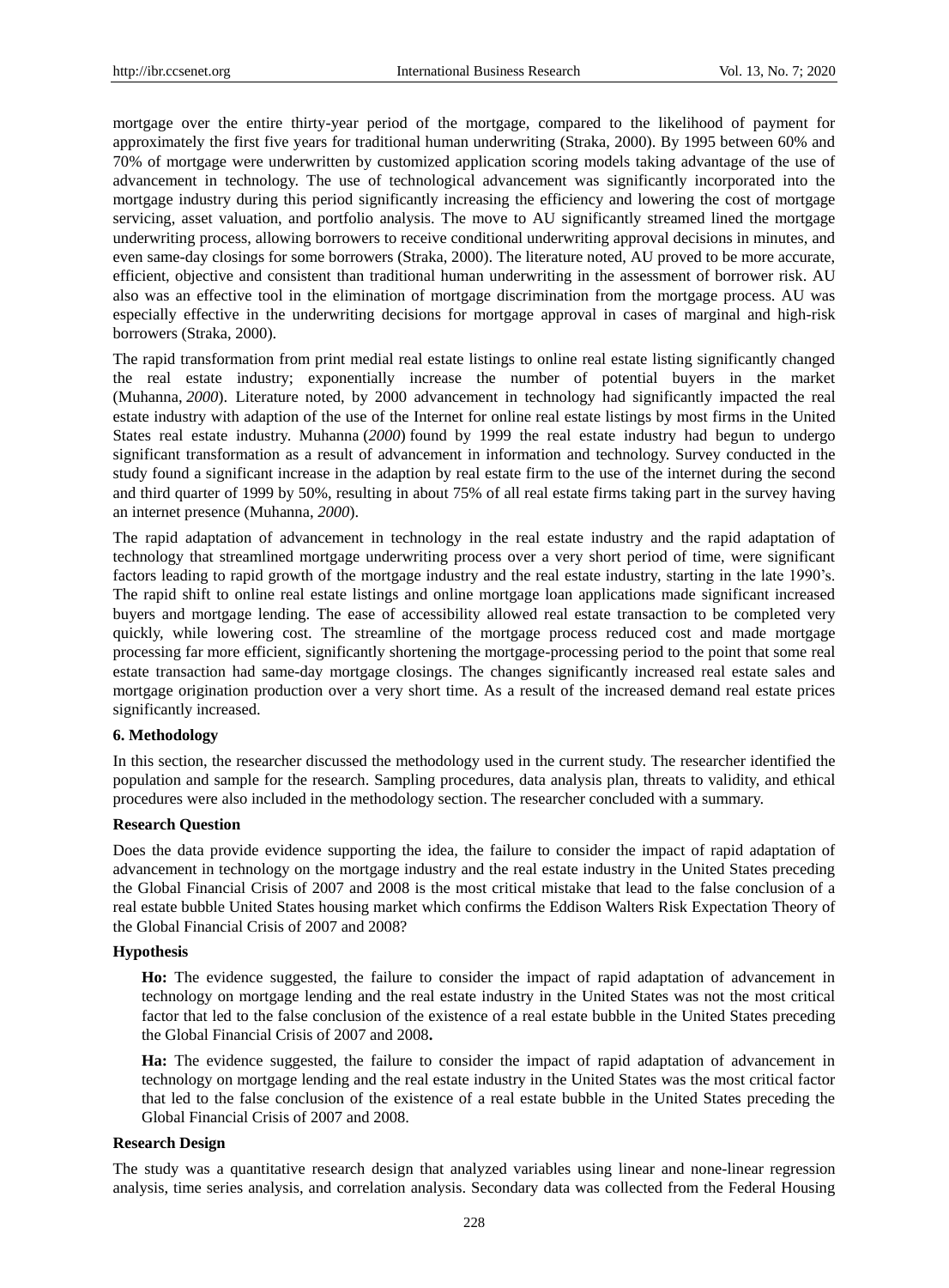mortgage over the entire thirty-year period of the mortgage, compared to the likelihood of payment for approximately the first five years for traditional human underwriting (Straka, 2000). By 1995 between 60% and 70% of mortgage were underwritten by customized application scoring models taking advantage of the use of advancement in technology. The use of technological advancement was significantly incorporated into the mortgage industry during this period significantly increasing the efficiency and lowering the cost of mortgage servicing, asset valuation, and portfolio analysis. The move to AU significantly streamed lined the mortgage underwriting process, allowing borrowers to receive conditional underwriting approval decisions in minutes, and even same-day closings for some borrowers (Straka, 2000). The literature noted, AU proved to be more accurate, efficient, objective and consistent than traditional human underwriting in the assessment of borrower risk. AU also was an effective tool in the elimination of mortgage discrimination from the mortgage process. AU was especially effective in the underwriting decisions for mortgage approval in cases of marginal and high-risk borrowers (Straka, 2000).

The rapid transformation from print medial real estate listings to online real estate listing significantly changed the real estate industry; exponentially increase the number of potential buyers in the market (Muhanna, *2000*). Literature noted, by 2000 advancement in technology had significantly impacted the real estate industry with adaption of the use of the Internet for online real estate listings by most firms in the United States real estate industry. Muhanna (*2000*) found by 1999 the real estate industry had begun to undergo significant transformation as a result of advancement in information and technology. Survey conducted in the study found a significant increase in the adaption by real estate firm to the use of the internet during the second and third quarter of 1999 by 50%, resulting in about 75% of all real estate firms taking part in the survey having an internet presence (Muhanna, *2000*).

The rapid adaptation of advancement in technology in the real estate industry and the rapid adaptation of technology that streamlined mortgage underwriting process over a very short period of time, were significant factors leading to rapid growth of the mortgage industry and the real estate industry, starting in the late 1990's. The rapid shift to online real estate listings and online mortgage loan applications made significant increased buyers and mortgage lending. The ease of accessibility allowed real estate transaction to be completed very quickly, while lowering cost. The streamline of the mortgage process reduced cost and made mortgage processing far more efficient, significantly shortening the mortgage-processing period to the point that some real estate transaction had same-day mortgage closings. The changes significantly increased real estate sales and mortgage origination production over a very short time. As a result of the increased demand real estate prices significantly increased.

## 6. Methodology

In this section, the researcher discussed the methodology used in the current study. The researcher identified the population and sample for the research. Sampling procedures, data analysis plan, threats to validity, and ethical procedures were also included in the methodology section. The researcher concluded with a summary.

### Research Question

Does the data provide evidence supporting the idea, the failure to consider the impact of rapid adaptation of advancement in technology on the mortgage industry and the real estate industry in the United States preceding the Global Financial Crisis of 2007 and 2008 is the most critical mistake that lead to the false conclusion of a real estate bubble United States housing market which confirms the Eddison Walters Risk Expectation Theory of the Global Financial Crisis of 2007 and 2008?

### Hypothesis

**Ho:** The evidence suggested, the failure to consider the impact of rapid adaptation of advancement in technology on mortgage lending and the real estate industry in the United States was not the most critical factor that led to the false conclusion of the existence of a real estate bubble in the United States preceding the Global Financial Crisis of 2007 and 2008**.**

**Ha:** The evidence suggested, the failure to consider the impact of rapid adaptation of advancement in technology on mortgage lending and the real estate industry in the United States was the most critical factor that led to the false conclusion of the existence of a real estate bubble in the United States preceding the Global Financial Crisis of 2007 and 2008.

### Research Design

The study was a quantitative research design that analyzed variables using linear and none-linear regression analysis, time series analysis, and correlation analysis. Secondary data was collected from the Federal Housing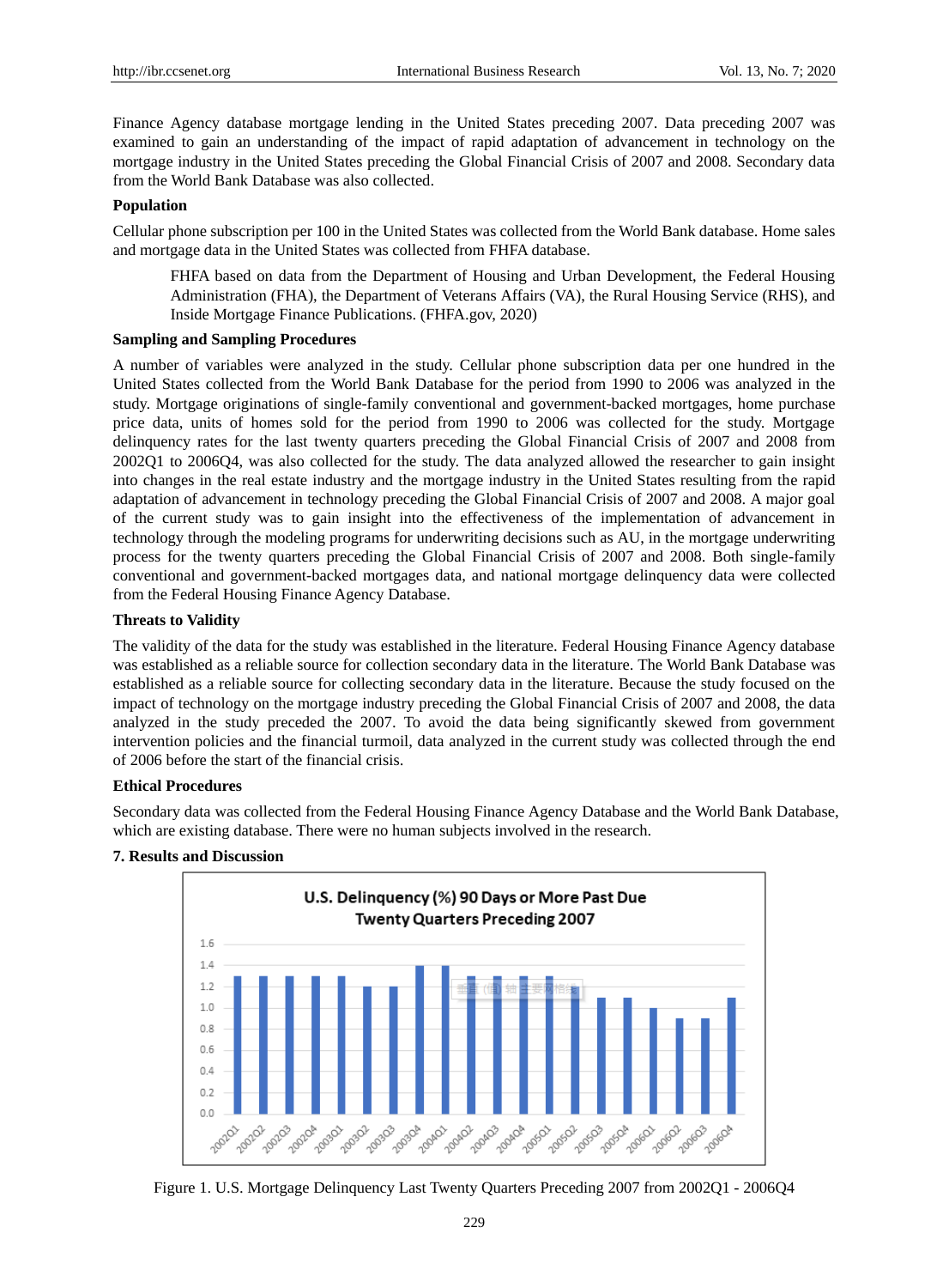Finance Agency database mortgage lending in the United States preceding 2007. Data preceding 2007 was examined to gain an understanding of the impact of rapid adaptation of advancement in technology on the mortgage industry in the United States preceding the Global Financial Crisis of 2007 and 2008. Secondary data from the World Bank Database was also collected.

**Population**

Cellular phone subscription per 100 in the United States was collected from the World Bank database. Home sales and mortgage data in the United States was collected from FHFA database.

> FHFA based on data from the Department of Housing and Urban Development, the Federal Housing Administration (FHA), the Department of Veterans Affairs (VA), the Rural Housing Service (RHS), and Inside Mortgage Finance Publications. (FHFA.gov, 2020)

**Sampling and Sampling Procedures**

A number of variables were analyzed in the study. Cellular phone subscription data per one hundred in the United States collected from the World Bank Database for the period from 1990 to 2006 was analyzed in the study. Mortgage originations of single-family conventional and government-backed mortgages, home purchase price data, units of homes sold for the period from 1990 to 2006 was collected for the study. Mortgage delinquency rates for the last twenty quarters preceding the Global Financial Crisis of 2007 and 2008 from 2002Q1 to 2006Q4, was also collected for the study. The data analyzed allowed the researcher to gain insight into changes in the real estate industry and the mortgage industry in the United States resulting from the rapid adaptation of advancement in technology preceding the Global Financial Crisis of 2007 and 2008. A major goal of the current study was to gain insight into the effectiveness of the implementation of advancement in technology through the modeling programs for underwriting decisions such as AU, in the mortgage underwriting process for the twenty quarters preceding the Global Financial Crisis of 2007 and 2008. Both single-family conventional and government-backed mortgages data, and national mortgage delinquency data were collected from the Federal Housing Finance Agency Database.

**Threats to Validity**

The validity of the data for the study was established in the literature. Federal Housing Finance Agency database was established as a reliable source for collection secondary data in the literature. The World Bank Database was established as a reliable source for collecting secondary data in the literature. Because the study focused on the impact of technology on the mortgage industry preceding the Global Financial Crisis of 2007 and 2008, the data analyzed in the study preceded the 2007. To avoid the data being significantly skewed from government intervention policies and the financial turmoil, data analyzed in the current study was collected through the end of 2006 before the start of the financial crisis.

**Ethical Procedures**

Secondary data was collected from the Federal Housing Finance Agency Database and the World Bank Database, which are existing database. There were no human subjects involved in the research.

## 7. Results and Discussion

Figure 1. U.S. Mortgage Delinquency Last Twenty Quarters Preceding 2007 from 2002Q1 - 2006Q4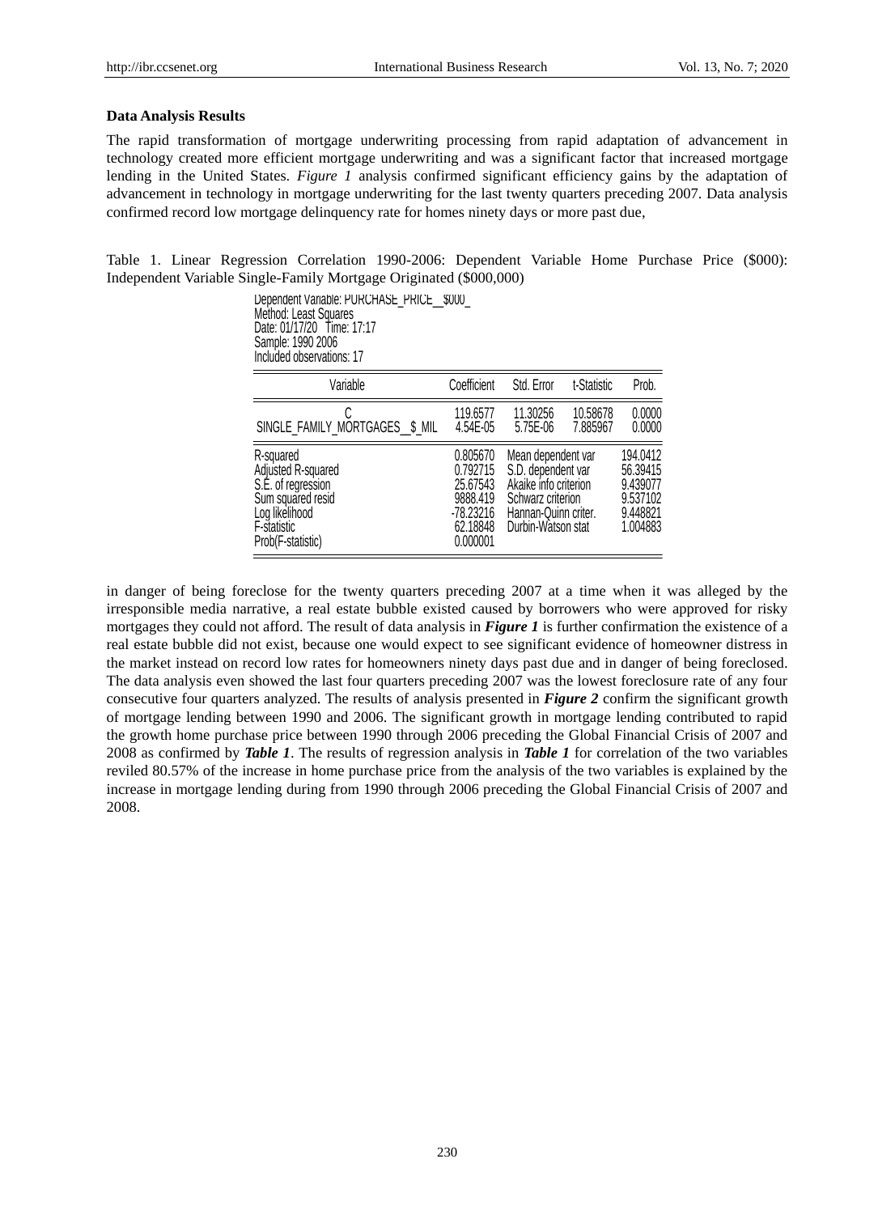### Data Analysis Results

The rapid transformation of mortgage underwriting processing from rapid adaptation of advancement in technology created more efficient mortgage underwriting and was a significant factor that increased mortgage lending in the United States. *Figure 1* analysis confirmed significant efficiency gains by the adaptation of advancement in technology in mortgage underwriting for the last twenty quarters preceding 2007. Data analysis confirmed record low mortgage delinquency rate for homes ninety days or more past due,

Table 1. Linear Regression Correlation 1990-2006: Dependent Variable Home Purchase Price ($000): Independent Variable Single-Family Mortgage Originated ($000,000)

Dependent Variable: PURCHASE_PRICE__$000_
Method: Least Squares
Date: 01/17/20 Time: 17:17
Sample: 1990 2006
Included observations: 17

| Variable | Coefficient | Std. Error | t-Statistic | Prob. |
|---|---|---|---|---|
| C | 119.6577 | 11.30256 | 10.58678 | 0.0000 |
| SINGLE_FAMILY_MORTGAGES__$_MIL | 4.54E-05 | 5.75E-06 | 7.885967 | 0.0000 |

| | | | |
|---|---|---|---|
| R-squared | 0.805670 | Mean dependent var | 194.0412 |
| Adjusted R-squared | 0.792715 | S.D. dependent var | 56.39415 |
| S.E. of regression | 25.67543 | Akaike info criterion | 9.439077 |
| Sum squared resid | 9888.419 | Schwarz criterion | 9.537102 |
| Log likelihood | -78.23216 | Hannan-Quinn criter. | 9.448821 |
| F-statistic | 62.18848 | Durbin-Watson stat | 1.004883 |
| Prob(F-statistic) | 0.000001 | | |

in danger of being foreclose for the twenty quarters preceding 2007 at a time when it was alleged by the irresponsible media narrative, a real estate bubble existed caused by borrowers who were approved for risky mortgages they could not afford. The result of data analysis in ***Figure 1*** is further confirmation the existence of a real estate bubble did not exist, because one would expect to see significant evidence of homeowner distress in the market instead on record low rates for homeowners ninety days past due and in danger of being foreclosed. The data analysis even showed the last four quarters preceding 2007 was the lowest foreclosure rate of any four consecutive four quarters analyzed. The results of analysis presented in ***Figure 2*** confirm the significant growth of mortgage lending between 1990 and 2006. The significant growth in mortgage lending contributed to rapid the growth home purchase price between 1990 through 2006 preceding the Global Financial Crisis of 2007 and 2008 as confirmed by ***Table 1***. The results of regression analysis in ***Table 1*** for correlation of the two variables reviled 80.57% of the increase in home purchase price from the analysis of the two variables is explained by the increase in mortgage lending during from 1990 through 2006 preceding the Global Financial Crisis of 2007 and 2008.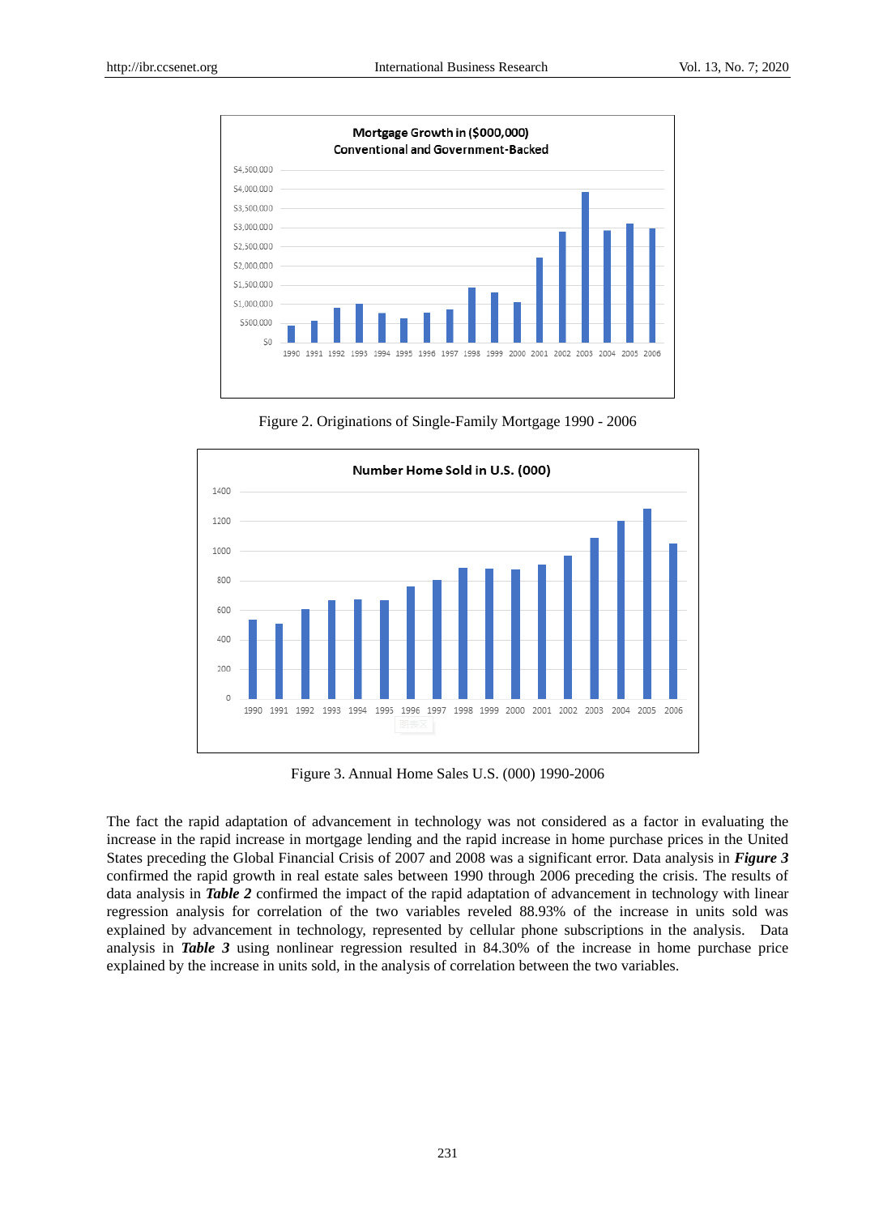Figure 2. Originations of Single-Family Mortgage 1990 - 2006

Figure 3. Annual Home Sales U.S. (000) 1990-2006

The fact the rapid adaptation of advancement in technology was not considered as a factor in evaluating the increase in the rapid increase in mortgage lending and the rapid increase in home purchase prices in the United States preceding the Global Financial Crisis of 2007 and 2008 was a significant error. Data analysis in ***Figure 3*** confirmed the rapid growth in real estate sales between 1990 through 2006 preceding the crisis. The results of data analysis in ***Table 2*** confirmed the impact of the rapid adaptation of advancement in technology with linear regression analysis for correlation of the two variables reveled 88.93% of the increase in units sold was explained by advancement in technology, represented by cellular phone subscriptions in the analysis. Data analysis in ***Table 3*** using nonlinear regression resulted in 84.30% of the increase in home purchase price explained by the increase in units sold, in the analysis of correlation between the two variables.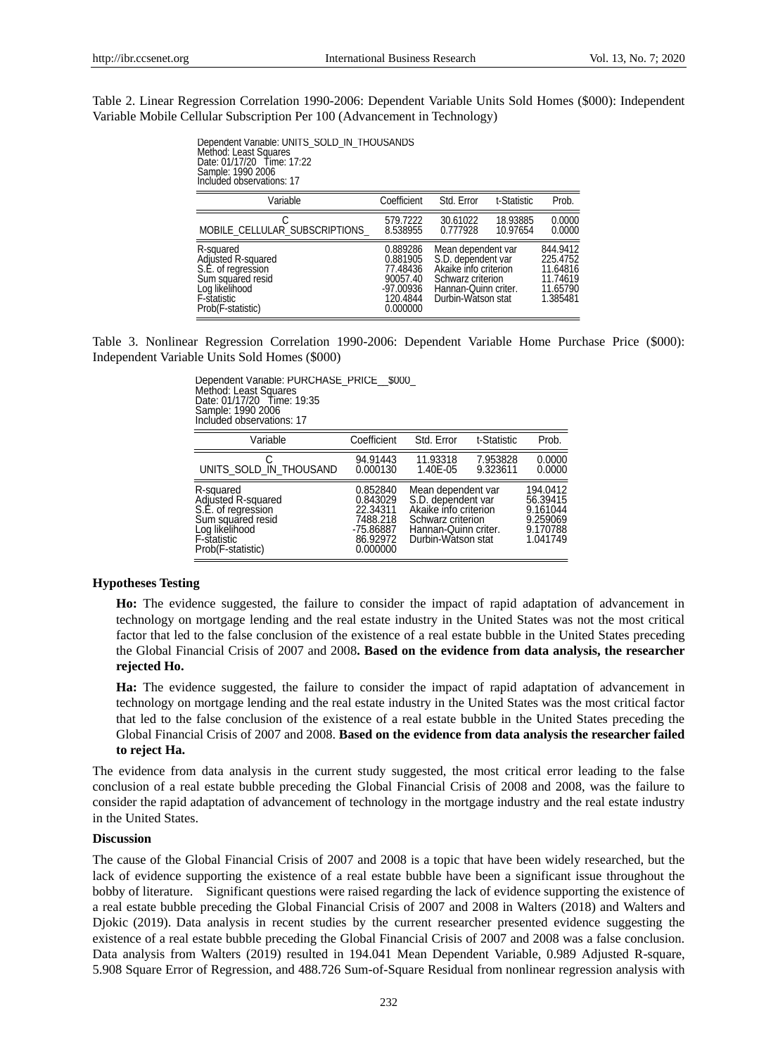Table 2. Linear Regression Correlation 1990-2006: Dependent Variable Units Sold Homes ($000): Independent Variable Mobile Cellular Subscription Per 100 (Advancement in Technology)

Dependent Variable: UNITS_SOLD_IN_THOUSANDS
Method: Least Squares
Date: 01/17/20 Time: 17:22
Sample: 1990 2006
Included observations: 17

| Variable | Coefficient | Std. Error | t-Statistic | Prob. |
|---|---|---|---|---|
| C | 579.7222 | 30.61022 | 18.93885 | 0.0000 |
| MOBILE_CELLULAR_SUBSCRIPTIONS_ | 8.538955 | 0.777928 | 10.97654 | 0.0000 |

| | | | |
|---|---|---|---|
| R-squared | 0.889286 | Mean dependent var | 844.9412 |
| Adjusted R-squared | 0.881905 | S.D. dependent var | 225.4752 |
| S.E. of regression | 77.48436 | Akaike info criterion | 11.64816 |
| Sum squared resid | 90057.40 | Schwarz criterion | 11.74619 |
| Log likelihood | -97.00936 | Hannan-Quinn criter. | 11.65790 |
| F-statistic | 120.4844 | Durbin-Watson stat | 1.385481 |
| Prob(F-statistic) | 0.000000 | | |

Table 3. Nonlinear Regression Correlation 1990-2006: Dependent Variable Home Purchase Price ($000): Independent Variable Units Sold Homes ($000)

Dependent Variable: PURCHASE_PRICE__$000_
Method: Least Squares
Date: 01/17/20 Time: 19:35
Sample: 1990 2006
Included observations: 17

| Variable | Coefficient | Std. Error | t-Statistic | Prob. |
|---|---|---|---|---|
| C | 94.91443 | 11.93318 | 7.953828 | 0.0000 |
| UNITS_SOLD_IN_THOUSAND | 0.000130 | 1.40E-05 | 9.323611 | 0.0000 |

| | | | |
|---|---|---|---|
| R-squared | 0.852840 | Mean dependent var | 194.0412 |
| Adjusted R-squared | 0.843029 | S.D. dependent var | 56.39415 |
| S.E. of regression | 22.34311 | Akaike info criterion | 9.161044 |
| Sum squared resid | 7488.218 | Schwarz criterion | 9.259069 |
| Log likelihood | -75.86887 | Hannan-Quinn criter. | 9.170788 |
| F-statistic | 86.92972 | Durbin-Watson stat | 1.041749 |
| Prob(F-statistic) | 0.000000 | | |

**Hypotheses Testing**

**Ho:** The evidence suggested, the failure to consider the impact of rapid adaptation of advancement in technology on mortgage lending and the real estate industry in the United States was not the most critical factor that led to the false conclusion of the existence of a real estate bubble in the United States preceding the Global Financial Crisis of 2007 and 2008**. Based on the evidence from data analysis, the researcher rejected Ho.**

**Ha:** The evidence suggested, the failure to consider the impact of rapid adaptation of advancement in technology on mortgage lending and the real estate industry in the United States was the most critical factor that led to the false conclusion of the existence of a real estate bubble in the United States preceding the Global Financial Crisis of 2007 and 2008. **Based on the evidence from data analysis the researcher failed to reject Ha.**

The evidence from data analysis in the current study suggested, the most critical error leading to the false conclusion of a real estate bubble preceding the Global Financial Crisis of 2008 and 2008, was the failure to consider the rapid adaptation of advancement of technology in the mortgage industry and the real estate industry in the United States.

**Discussion**

The cause of the Global Financial Crisis of 2007 and 2008 is a topic that have been widely researched, but the lack of evidence supporting the existence of a real estate bubble have been a significant issue throughout the bobby of literature. Significant questions were raised regarding the lack of evidence supporting the existence of a real estate bubble preceding the Global Financial Crisis of 2007 and 2008 in Walters (2018) and Walters and Djokic (2019). Data analysis in recent studies by the current researcher presented evidence suggesting the existence of a real estate bubble preceding the Global Financial Crisis of 2007 and 2008 was a false conclusion. Data analysis from Walters (2019) resulted in 194.041 Mean Dependent Variable, 0.989 Adjusted R-square, 5.908 Square Error of Regression, and 488.726 Sum-of-Square Residual from nonlinear regression analysis with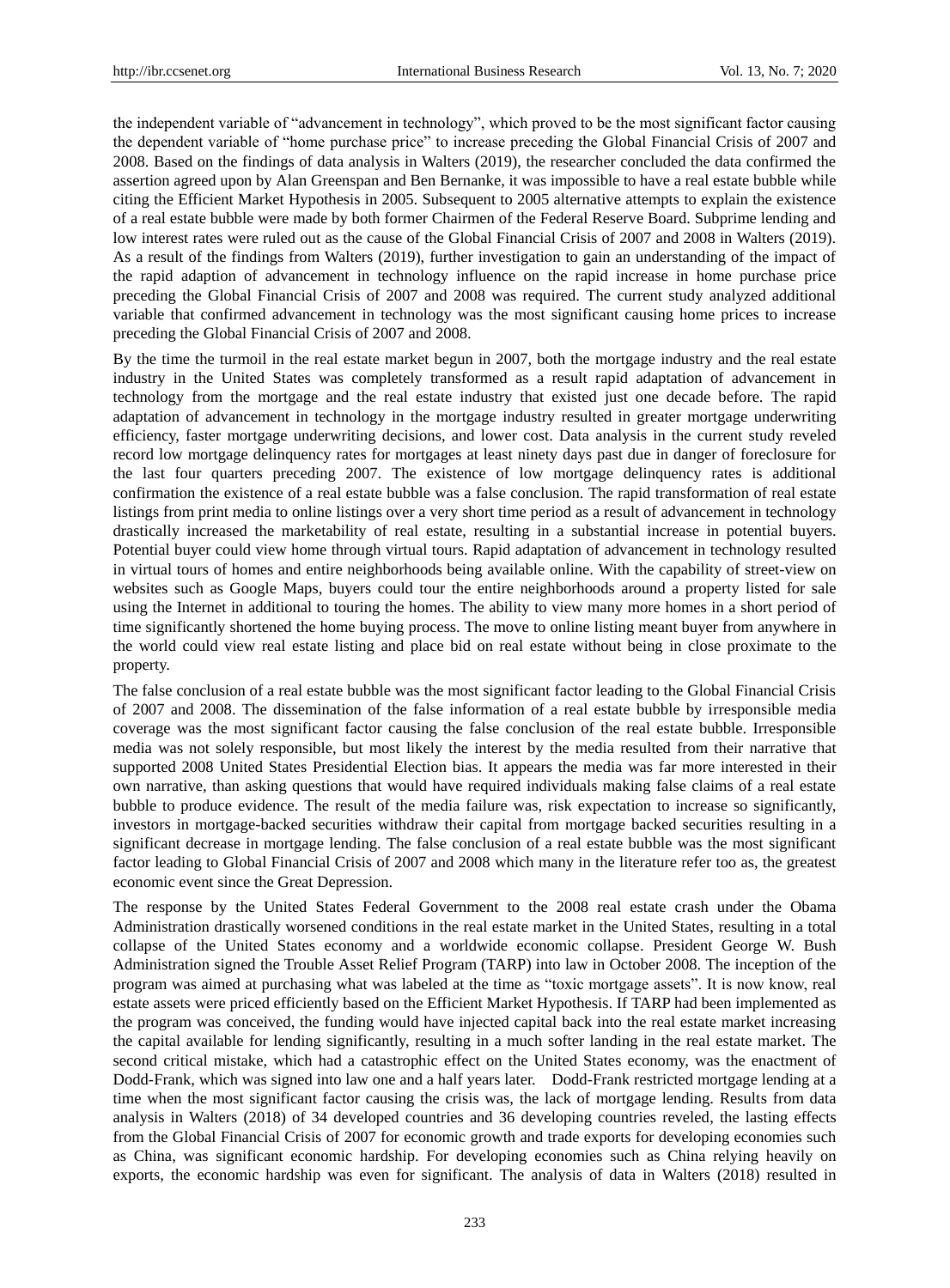the independent variable of "advancement in technology", which proved to be the most significant factor causing the dependent variable of "home purchase price" to increase preceding the Global Financial Crisis of 2007 and 2008. Based on the findings of data analysis in Walters (2019), the researcher concluded the data confirmed the assertion agreed upon by Alan Greenspan and Ben Bernanke, it was impossible to have a real estate bubble while citing the Efficient Market Hypothesis in 2005. Subsequent to 2005 alternative attempts to explain the existence of a real estate bubble were made by both former Chairmen of the Federal Reserve Board. Subprime lending and low interest rates were ruled out as the cause of the Global Financial Crisis of 2007 and 2008 in Walters (2019). As a result of the findings from Walters (2019), further investigation to gain an understanding of the impact of the rapid adaption of advancement in technology influence on the rapid increase in home purchase price preceding the Global Financial Crisis of 2007 and 2008 was required. The current study analyzed additional variable that confirmed advancement in technology was the most significant causing home prices to increase preceding the Global Financial Crisis of 2007 and 2008.

By the time the turmoil in the real estate market begun in 2007, both the mortgage industry and the real estate industry in the United States was completely transformed as a result rapid adaptation of advancement in technology from the mortgage and the real estate industry that existed just one decade before. The rapid adaptation of advancement in technology in the mortgage industry resulted in greater mortgage underwriting efficiency, faster mortgage underwriting decisions, and lower cost. Data analysis in the current study reveled record low mortgage delinquency rates for mortgages at least ninety days past due in danger of foreclosure for the last four quarters preceding 2007. The existence of low mortgage delinquency rates is additional confirmation the existence of a real estate bubble was a false conclusion. The rapid transformation of real estate listings from print media to online listings over a very short time period as a result of advancement in technology drastically increased the marketability of real estate, resulting in a substantial increase in potential buyers. Potential buyer could view home through virtual tours. Rapid adaptation of advancement in technology resulted in virtual tours of homes and entire neighborhoods being available online. With the capability of street-view on websites such as Google Maps, buyers could tour the entire neighborhoods around a property listed for sale using the Internet in additional to touring the homes. The ability to view many more homes in a short period of time significantly shortened the home buying process. The move to online listing meant buyer from anywhere in the world could view real estate listing and place bid on real estate without being in close proximate to the property.

The false conclusion of a real estate bubble was the most significant factor leading to the Global Financial Crisis of 2007 and 2008. The dissemination of the false information of a real estate bubble by irresponsible media coverage was the most significant factor causing the false conclusion of the real estate bubble. Irresponsible media was not solely responsible, but most likely the interest by the media resulted from their narrative that supported 2008 United States Presidential Election bias. It appears the media was far more interested in their own narrative, than asking questions that would have required individuals making false claims of a real estate bubble to produce evidence. The result of the media failure was, risk expectation to increase so significantly, investors in mortgage-backed securities withdraw their capital from mortgage backed securities resulting in a significant decrease in mortgage lending. The false conclusion of a real estate bubble was the most significant factor leading to Global Financial Crisis of 2007 and 2008 which many in the literature refer too as, the greatest economic event since the Great Depression.

The response by the United States Federal Government to the 2008 real estate crash under the Obama Administration drastically worsened conditions in the real estate market in the United States, resulting in a total collapse of the United States economy and a worldwide economic collapse. President George W. Bush Administration signed the Trouble Asset Relief Program (TARP) into law in October 2008. The inception of the program was aimed at purchasing what was labeled at the time as "toxic mortgage assets". It is now know, real estate assets were priced efficiently based on the Efficient Market Hypothesis. If TARP had been implemented as the program was conceived, the funding would have injected capital back into the real estate market increasing the capital available for lending significantly, resulting in a much softer landing in the real estate market. The second critical mistake, which had a catastrophic effect on the United States economy, was the enactment of Dodd-Frank, which was signed into law one and a half years later. Dodd-Frank restricted mortgage lending at a time when the most significant factor causing the crisis was, the lack of mortgage lending. Results from data analysis in Walters (2018) of 34 developed countries and 36 developing countries reveled, the lasting effects from the Global Financial Crisis of 2007 for economic growth and trade exports for developing economies such as China, was significant economic hardship. For developing economies such as China relying heavily on exports, the economic hardship was even for significant. The analysis of data in Walters (2018) resulted in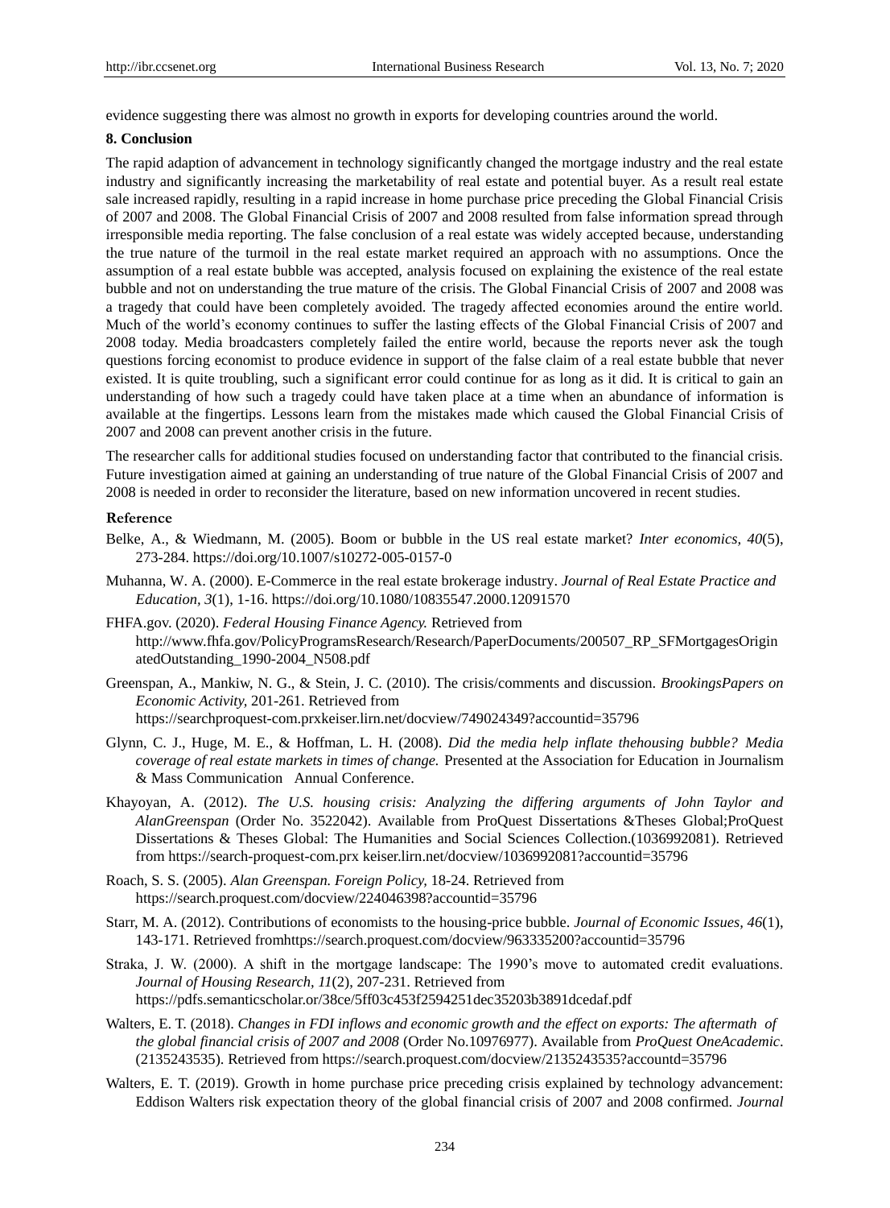evidence suggesting there was almost no growth in exports for developing countries around the world.

## 8. Conclusion

The rapid adaption of advancement in technology significantly changed the mortgage industry and the real estate industry and significantly increasing the marketability of real estate and potential buyer. As a result real estate sale increased rapidly, resulting in a rapid increase in home purchase price preceding the Global Financial Crisis of 2007 and 2008. The Global Financial Crisis of 2007 and 2008 resulted from false information spread through irresponsible media reporting. The false conclusion of a real estate was widely accepted because, understanding the true nature of the turmoil in the real estate market required an approach with no assumptions. Once the assumption of a real estate bubble was accepted, analysis focused on explaining the existence of the real estate bubble and not on understanding the true mature of the crisis. The Global Financial Crisis of 2007 and 2008 was a tragedy that could have been completely avoided. The tragedy affected economies around the entire world. Much of the world's economy continues to suffer the lasting effects of the Global Financial Crisis of 2007 and 2008 today. Media broadcasters completely failed the entire world, because the reports never ask the tough questions forcing economist to produce evidence in support of the false claim of a real estate bubble that never existed. It is quite troubling, such a significant error could continue for as long as it did. It is critical to gain an understanding of how such a tragedy could have taken place at a time when an abundance of information is available at the fingertips. Lessons learn from the mistakes made which caused the Global Financial Crisis of 2007 and 2008 can prevent another crisis in the future.

The researcher calls for additional studies focused on understanding factor that contributed to the financial crisis. Future investigation aimed at gaining an understanding of true nature of the Global Financial Crisis of 2007 and 2008 is needed in order to reconsider the literature, based on new information uncovered in recent studies.

## Reference

Belke, A., & Wiedmann, M. (2005). Boom or bubble in the US real estate market? *Inter economics, 40*(5), 273-284. https://doi.org/10.1007/s10272-005-0157-0

Muhanna, W. A. (2000). E-Commerce in the real estate brokerage industry. *Journal of Real Estate Practice and Education, 3*(1), 1-16. https://doi.org/10.1080/10835547.2000.12091570

FHFA.gov. (2020). *Federal Housing Finance Agency.* Retrieved from http://www.fhfa.gov/PolicyProgramsResearch/Research/PaperDocuments/200507_RP_SFMortgagesOriginatedOutstanding_1990-2004_N508.pdf

Greenspan, A., Mankiw, N. G., & Stein, J. C. (2010). The crisis/comments and discussion. *BrookingsPapers on Economic Activity*, 201-261. Retrieved from https://searchproquest-com.prxkeiser.lirn.net/docview/749024349?accountid=35796

Glynn, C. J., Huge, M. E., & Hoffman, L. H. (2008). *Did the media help inflate thehousing bubble? Media coverage of real estate markets in times of change.* Presented at the Association for Education in Journalism & Mass Communication Annual Conference.

Khayoyan, A. (2012). *The U.S. housing crisis: Analyzing the differing arguments of John Taylor and AlanGreenspan* (Order No. 3522042). Available from ProQuest Dissertations &Theses Global;ProQuest Dissertations & Theses Global: The Humanities and Social Sciences Collection.(1036992081). Retrieved from https://search-proquest-com.prx keiser.lirn.net/docview/1036992081?accountid=35796

Roach, S. S. (2005). *Alan Greenspan. Foreign Policy*, 18-24. Retrieved from https://search.proquest.com/docview/224046398?accountid=35796

Starr, M. A. (2012). Contributions of economists to the housing-price bubble. *Journal of Economic Issues, 46*(1), 143-171. Retrieved fromhttps://search.proquest.com/docview/963335200?accountid=35796

Straka, J. W. (2000). A shift in the mortgage landscape: The 1990's move to automated credit evaluations. *Journal of Housing Research, 11*(2), 207-231. Retrieved from https://pdfs.semanticscholar.or/38ce/5ff03c453f2594251dec35203b3891dcedaf.pdf

Walters, E. T. (2018). *Changes in FDI inflows and economic growth and the effect on exports: The aftermath of the global financial crisis of 2007 and 2008* (Order No.10976977). Available from *ProQuest OneAcademic*. (2135243535). Retrieved from https://search.proquest.com/docview/2135243535?accountd=35796

Walters, E. T. (2019). Growth in home purchase price preceding crisis explained by technology advancement: Eddison Walters risk expectation theory of the global financial crisis of 2007 and 2008 confirmed. *Journal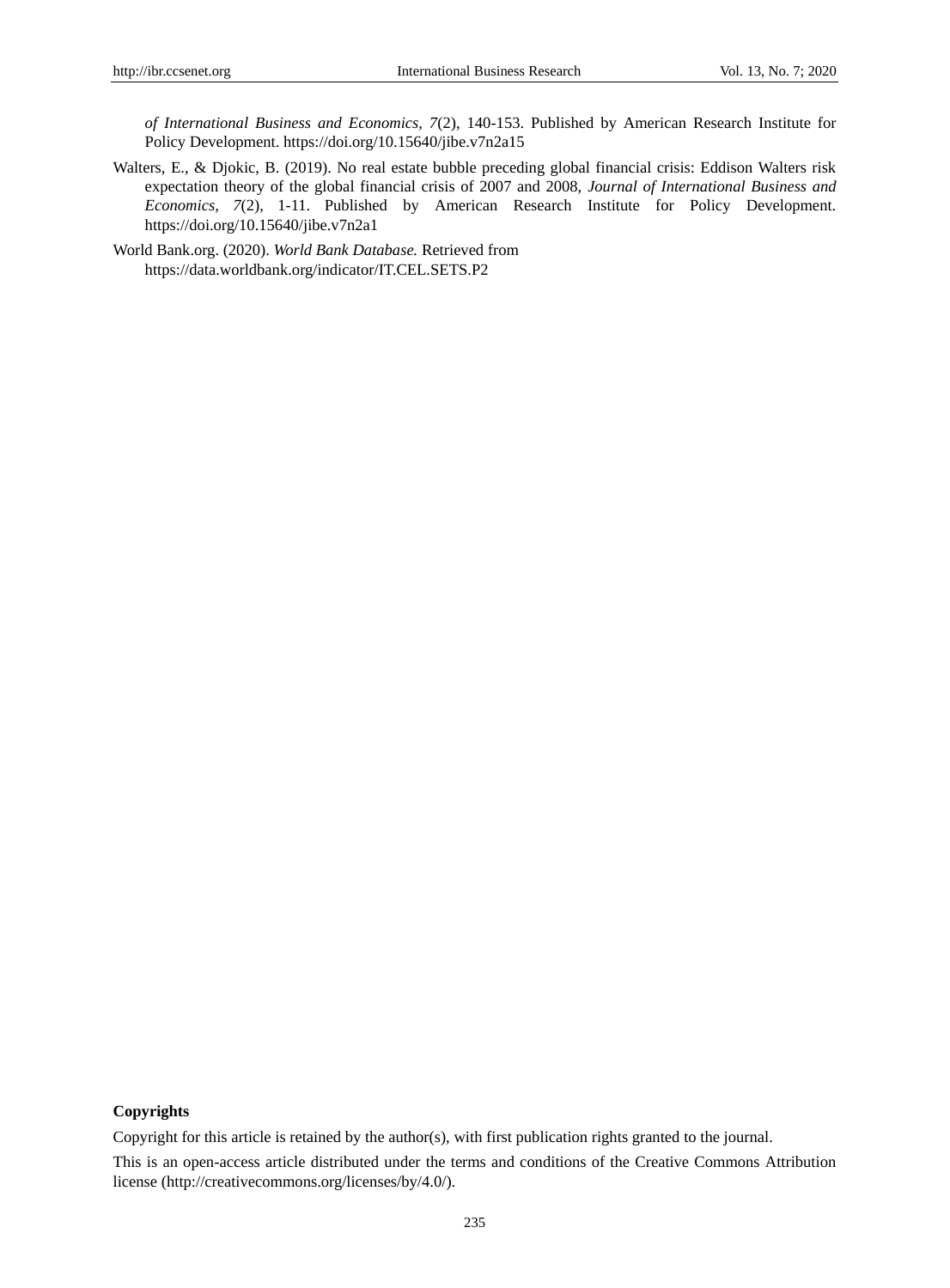*of International Business and Economics, 7*(2), 140-153. Published by American Research Institute for Policy Development. https://doi.org/10.15640/jibe.v7n2a15

Walters, E., & Djokic, B. (2019). No real estate bubble preceding global financial crisis: Eddison Walters risk expectation theory of the global financial crisis of 2007 and 2008, *Journal of International Business and Economics, 7*(2), 1-11. Published by American Research Institute for Policy Development. https://doi.org/10.15640/jibe.v7n2a1

World Bank.org. (2020). *World Bank Database.* Retrieved from https://data.worldbank.org/indicator/IT.CEL.SETS.P2

**Copyrights**

Copyright for this article is retained by the author(s), with first publication rights granted to the journal.

This is an open-access article distributed under the terms and conditions of the Creative Commons Attribution license (http://creativecommons.org/licenses/by/4.0/).